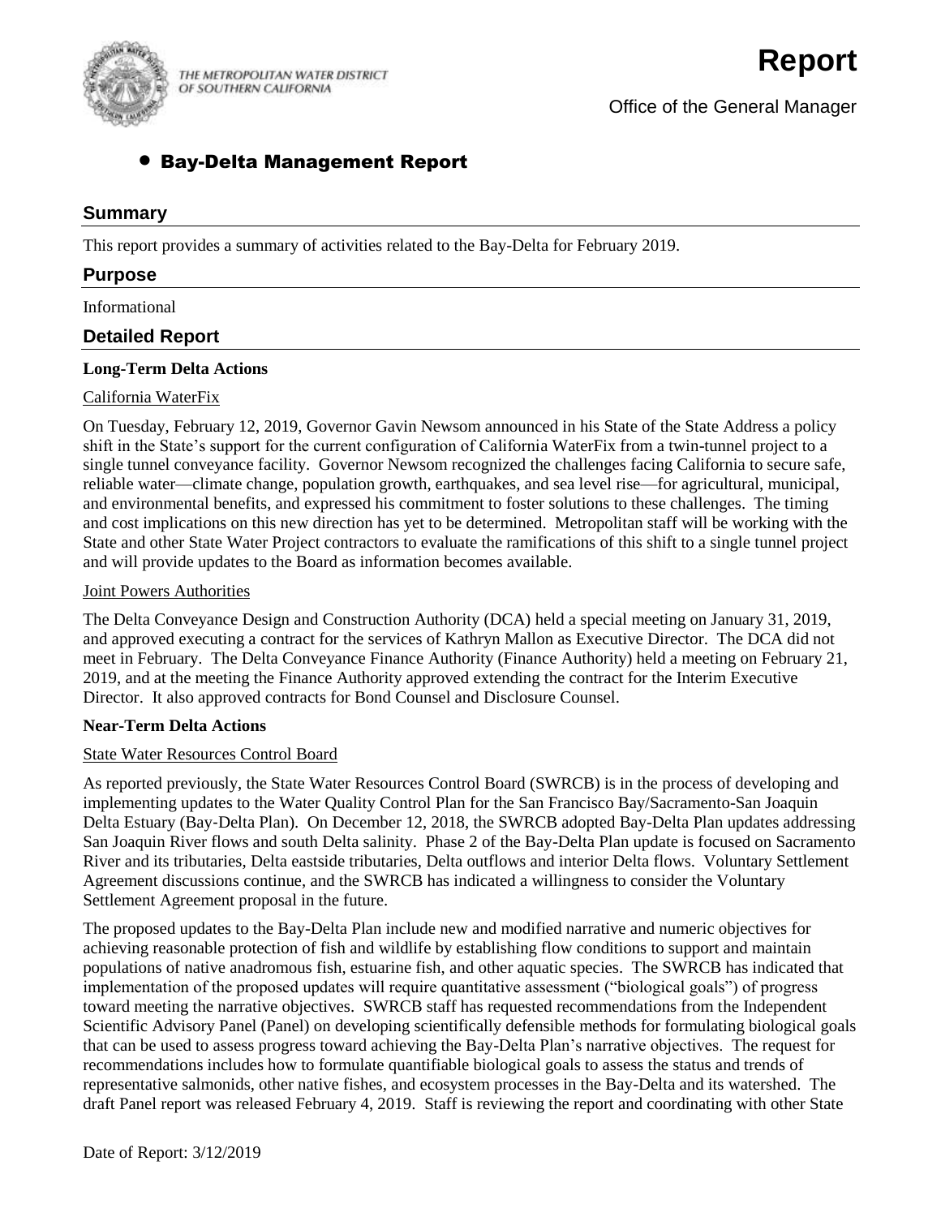THE METROPOLITAN WATER DISTRICT OF SOUTHERN CALIFORNIA

# Report

Office of the General Manager

## • Bay-Delta Management Report

### Summary

This report provides a summary of activities related to the Bay-Delta for February 2019.

### Purpose

Informational

### Detailed Report

**Long-Term Delta Actions**

California WaterFix

On Tuesday, February 12, 2019, Governor Gavin Newsom announced in his State of the State Address a policy shift in the State's support for the current configuration of California WaterFix from a twin-tunnel project to a single tunnel conveyance facility. Governor Newsom recognized the challenges facing California to secure safe, reliable water—climate change, population growth, earthquakes, and sea level rise—for agricultural, municipal, and environmental benefits, and expressed his commitment to foster solutions to these challenges. The timing and cost implications on this new direction has yet to be determined. Metropolitan staff will be working with the State and other State Water Project contractors to evaluate the ramifications of this shift to a single tunnel project and will provide updates to the Board as information becomes available.

Joint Powers Authorities

The Delta Conveyance Design and Construction Authority (DCA) held a special meeting on January 31, 2019, and approved executing a contract for the services of Kathryn Mallon as Executive Director. The DCA did not meet in February. The Delta Conveyance Finance Authority (Finance Authority) held a meeting on February 21, 2019, and at the meeting the Finance Authority approved extending the contract for the Interim Executive Director. It also approved contracts for Bond Counsel and Disclosure Counsel.

**Near-Term Delta Actions**

State Water Resources Control Board

As reported previously, the State Water Resources Control Board (SWRCB) is in the process of developing and implementing updates to the Water Quality Control Plan for the San Francisco Bay/Sacramento-San Joaquin Delta Estuary (Bay-Delta Plan). On December 12, 2018, the SWRCB adopted Bay-Delta Plan updates addressing San Joaquin River flows and south Delta salinity. Phase 2 of the Bay-Delta Plan update is focused on Sacramento River and its tributaries, Delta eastside tributaries, Delta outflows and interior Delta flows. Voluntary Settlement Agreement discussions continue, and the SWRCB has indicated a willingness to consider the Voluntary Settlement Agreement proposal in the future.

The proposed updates to the Bay-Delta Plan include new and modified narrative and numeric objectives for achieving reasonable protection of fish and wildlife by establishing flow conditions to support and maintain populations of native anadromous fish, estuarine fish, and other aquatic species. The SWRCB has indicated that implementation of the proposed updates will require quantitative assessment ("biological goals") of progress toward meeting the narrative objectives. SWRCB staff has requested recommendations from the Independent Scientific Advisory Panel (Panel) on developing scientifically defensible methods for formulating biological goals that can be used to assess progress toward achieving the Bay-Delta Plan's narrative objectives. The request for recommendations includes how to formulate quantifiable biological goals to assess the status and trends of representative salmonids, other native fishes, and ecosystem processes in the Bay-Delta and its watershed. The draft Panel report was released February 4, 2019. Staff is reviewing the report and coordinating with other State

Date of Report: 3/12/2019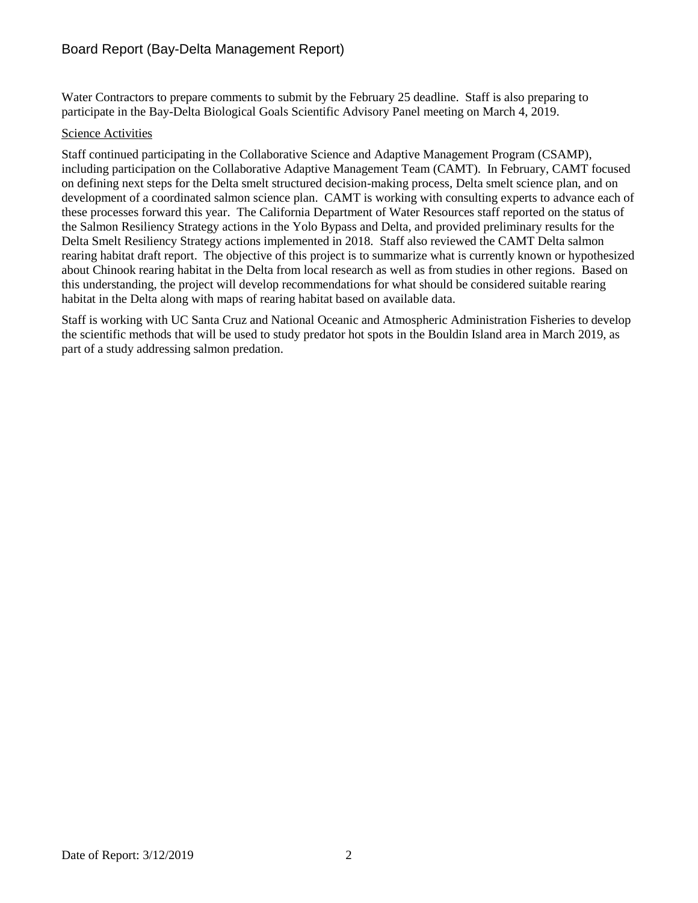Water Contractors to prepare comments to submit by the February 25 deadline. Staff is also preparing to participate in the Bay-Delta Biological Goals Scientific Advisory Panel meeting on March 4, 2019.

## Science Activities

Staff continued participating in the Collaborative Science and Adaptive Management Program (CSAMP), including participation on the Collaborative Adaptive Management Team (CAMT). In February, CAMT focused on defining next steps for the Delta smelt structured decision-making process, Delta smelt science plan, and on development of a coordinated salmon science plan. CAMT is working with consulting experts to advance each of these processes forward this year. The California Department of Water Resources staff reported on the status of the Salmon Resiliency Strategy actions in the Yolo Bypass and Delta, and provided preliminary results for the Delta Smelt Resiliency Strategy actions implemented in 2018. Staff also reviewed the CAMT Delta salmon rearing habitat draft report. The objective of this project is to summarize what is currently known or hypothesized about Chinook rearing habitat in the Delta from local research as well as from studies in other regions. Based on this understanding, the project will develop recommendations for what should be considered suitable rearing habitat in the Delta along with maps of rearing habitat based on available data.

Staff is working with UC Santa Cruz and National Oceanic and Atmospheric Administration Fisheries to develop the scientific methods that will be used to study predator hot spots in the Bouldin Island area in March 2019, as part of a study addressing salmon predation.